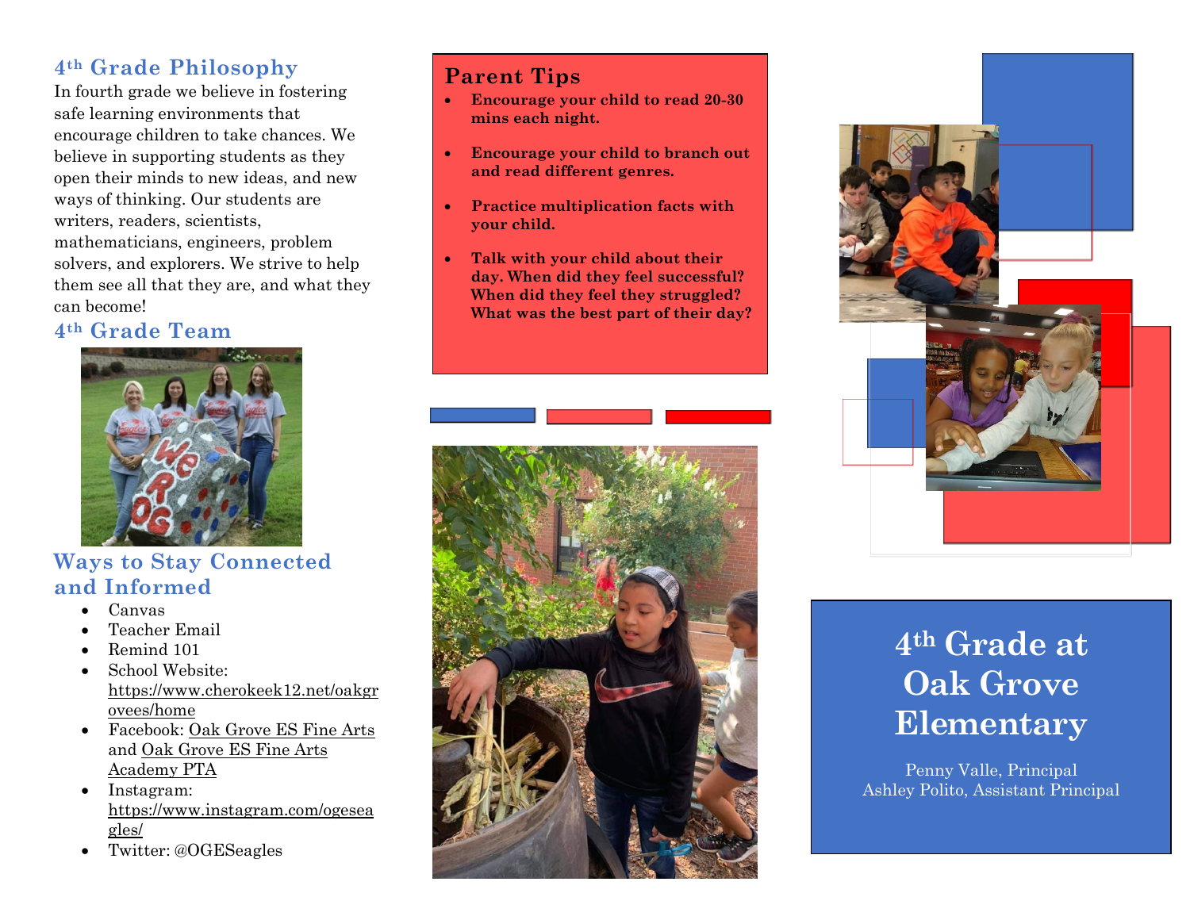## 4th Grade Philosophy

In fourth grade we believe in fostering safe learning environments that encourage children to take chances. We believe in supporting students as they open their minds to new ideas, and new ways of thinking. Our students are writers, readers, scientists, mathematicians, engineers, problem solvers, and explorers. We strive to help them see all that they are, and what they can become!

## 4th Grade Team

## Ways to Stay Connected and Informed

- Canvas
- Teacher Email
- Remind 101
- School Website: https://www.cherokeek12.net/oakgroveES/home
- Facebook: Oak Grove ES Fine Arts and Oak Grove ES Fine Arts Academy PTA
- Instagram: https://www.instagram.com/ogeseagles/
- Twitter: @OGESeagles

## Parent Tips

- **Encourage your child to read 20-30 mins each night.**
- **Encourage your child to branch out and read different genres.**
- **Practice multiplication facts with your child.**
- **Talk with your child about their day. When did they feel successful? When did they feel they struggled? What was the best part of their day?**

# 4th Grade at Oak Grove Elementary

Penny Valle, Principal
Ashley Polito, Assistant Principal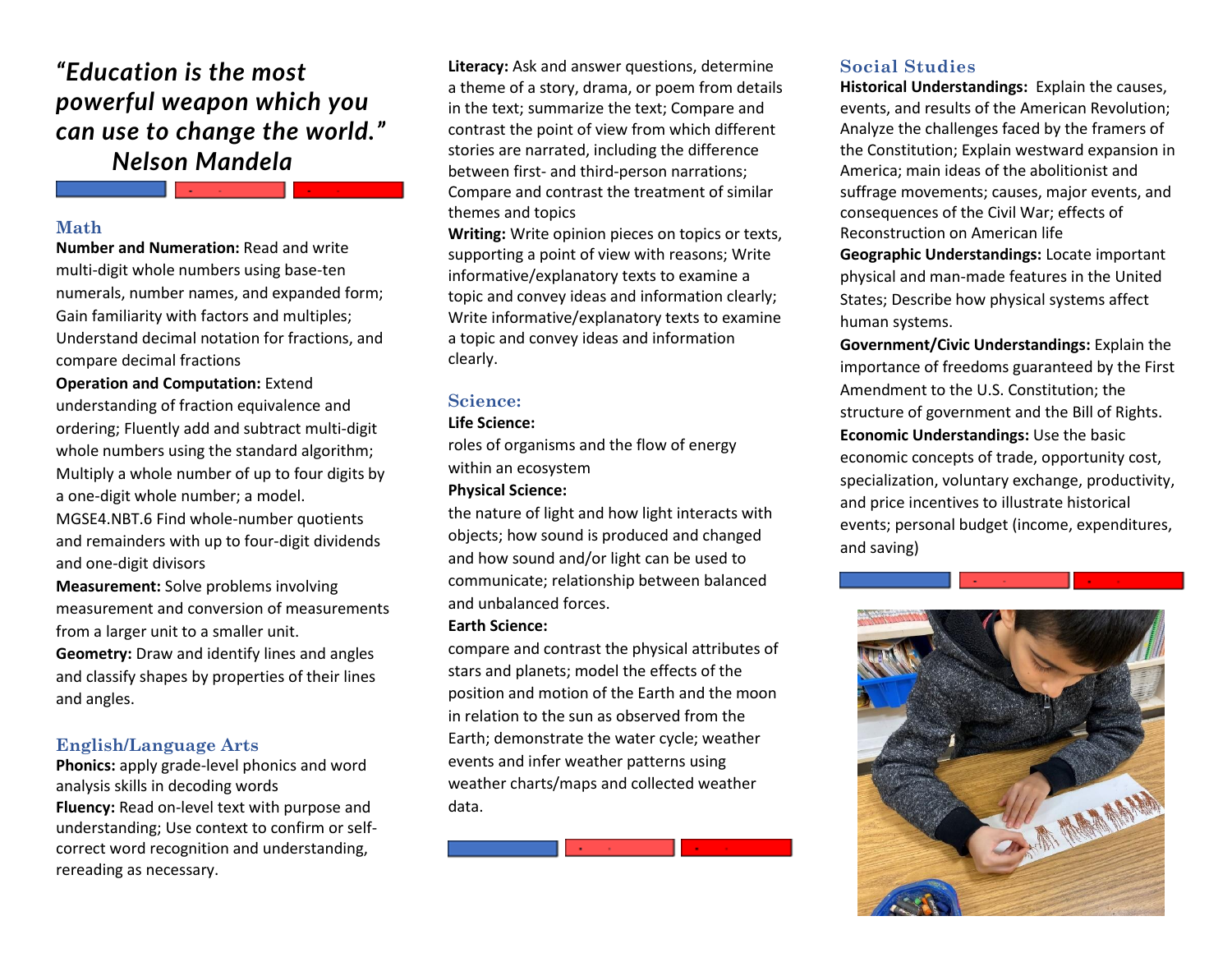*"Education is the most powerful weapon which you can use to change the world."*
*Nelson Mandela*

## Math

**Number and Numeration:** Read and write multi-digit whole numbers using base-ten numerals, number names, and expanded form; Gain familiarity with factors and multiples; Understand decimal notation for fractions, and compare decimal fractions

**Operation and Computation:** Extend understanding of fraction equivalence and ordering; Fluently add and subtract multi-digit whole numbers using the standard algorithm; Multiply a whole number of up to four digits by a one-digit whole number; a model. MGSE4.NBT.6 Find whole-number quotients and remainders with up to four-digit dividends and one-digit divisors

**Measurement:** Solve problems involving measurement and conversion of measurements from a larger unit to a smaller unit.

**Geometry:** Draw and identify lines and angles and classify shapes by properties of their lines and angles.

## English/Language Arts

**Phonics:** apply grade-level phonics and word analysis skills in decoding words

**Fluency:** Read on-level text with purpose and understanding; Use context to confirm or self-correct word recognition and understanding, rereading as necessary.

**Literacy:** Ask and answer questions, determine a theme of a story, drama, or poem from details in the text; summarize the text; Compare and contrast the point of view from which different stories are narrated, including the difference between first- and third-person narrations; Compare and contrast the treatment of similar themes and topics

**Writing:** Write opinion pieces on topics or texts, supporting a point of view with reasons; Write informative/explanatory texts to examine a topic and convey ideas and information clearly; Write informative/explanatory texts to examine a topic and convey ideas and information clearly.

## Science:

**Life Science:**

roles of organisms and the flow of energy within an ecosystem

**Physical Science:**

the nature of light and how light interacts with objects; how sound is produced and changed and how sound and/or light can be used to communicate; relationship between balanced and unbalanced forces.

**Earth Science:**

compare and contrast the physical attributes of stars and planets; model the effects of the position and motion of the Earth and the moon in relation to the sun as observed from the Earth; demonstrate the water cycle; weather events and infer weather patterns using weather charts/maps and collected weather data.

## Social Studies

**Historical Understandings:** Explain the causes, events, and results of the American Revolution; Analyze the challenges faced by the framers of the Constitution; Explain westward expansion in America; main ideas of the abolitionist and suffrage movements; causes, major events, and consequences of the Civil War; effects of Reconstruction on American life

**Geographic Understandings:** Locate important physical and man-made features in the United States; Describe how physical systems affect human systems.

**Government/Civic Understandings:** Explain the importance of freedoms guaranteed by the First Amendment to the U.S. Constitution; the structure of government and the Bill of Rights.

**Economic Understandings:** Use the basic economic concepts of trade, opportunity cost, specialization, voluntary exchange, productivity, and price incentives to illustrate historical events; personal budget (income, expenditures, and saving)